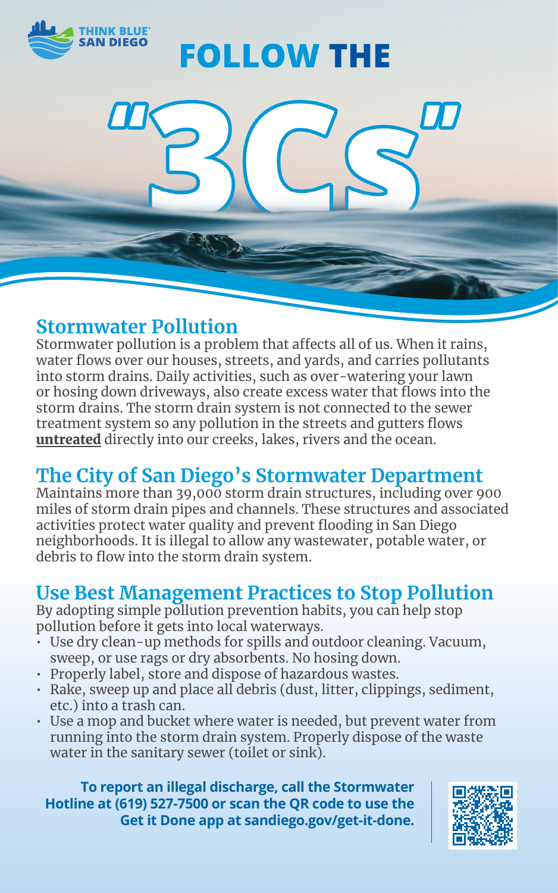THINK BLUE® SAN DIEGO

# FOLLOW THE "3Cs"

## Stormwater Pollution

Stormwater pollution is a problem that affects all of us. When it rains, water flows over our houses, streets, and yards, and carries pollutants into storm drains. Daily activities, such as over-watering your lawn or hosing down driveways, also create excess water that flows into the storm drains. The storm drain system is not connected to the sewer treatment system so any pollution in the streets and gutters flows **untreated** directly into our creeks, lakes, rivers and the ocean.

## The City of San Diego's Stormwater Department

Maintains more than 39,000 storm drain structures, including over 900 miles of storm drain pipes and channels. These structures and associated activities protect water quality and prevent flooding in San Diego neighborhoods. It is illegal to allow any wastewater, potable water, or debris to flow into the storm drain system.

## Use Best Management Practices to Stop Pollution

By adopting simple pollution prevention habits, you can help stop pollution before it gets into local waterways.

- Use dry clean-up methods for spills and outdoor cleaning. Vacuum, sweep, or use rags or dry absorbents. No hosing down.
- Properly label, store and dispose of hazardous wastes.
- Rake, sweep up and place all debris (dust, litter, clippings, sediment, etc.) into a trash can.
- Use a mop and bucket where water is needed, but prevent water from running into the storm drain system. Properly dispose of the waste water in the sanitary sewer (toilet or sink).

**To report an illegal discharge, call the Stormwater Hotline at (619) 527-7500 or scan the QR code to use the Get it Done app at sandiego.gov/get-it-done.**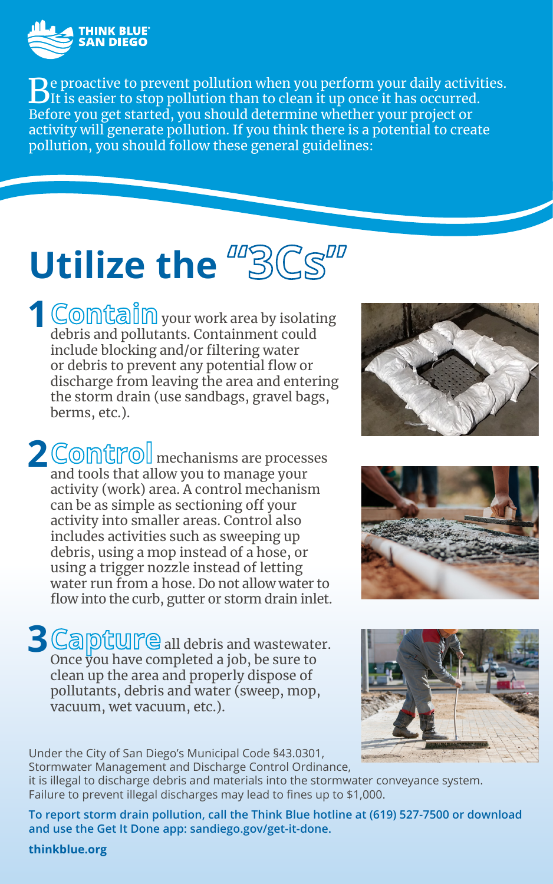THINK BLUE® SAN DIEGO

Be proactive to prevent pollution when you perform your daily activities. It is easier to stop pollution than to clean it up once it has occurred. Before you get started, you should determine whether your project or activity will generate pollution. If you think there is a potential to create pollution, you should follow these general guidelines:

# Utilize the "3Cs"

**1 Contain** your work area by isolating debris and pollutants. Containment could include blocking and/or filtering water or debris to prevent any potential flow or discharge from leaving the area and entering the storm drain (use sandbags, gravel bags, berms, etc.).

**2 Control** mechanisms are processes and tools that allow you to manage your activity (work) area. A control mechanism can be as simple as sectioning off your activity into smaller areas. Control also includes activities such as sweeping up debris, using a mop instead of a hose, or using a trigger nozzle instead of letting water run from a hose. Do not allow water to flow into the curb, gutter or storm drain inlet.

**3 Capture** all debris and wastewater. Once you have completed a job, be sure to clean up the area and properly dispose of pollutants, debris and water (sweep, mop, vacuum, wet vacuum, etc.).

Under the City of San Diego's Municipal Code §43.0301, Stormwater Management and Discharge Control Ordinance, it is illegal to discharge debris and materials into the stormwater conveyance system. Failure to prevent illegal discharges may lead to fines up to $1,000.

**To report storm drain pollution, call the Think Blue hotline at (619) 527-7500 or download and use the Get It Done app: sandiego.gov/get-it-done.**

**thinkblue.org**